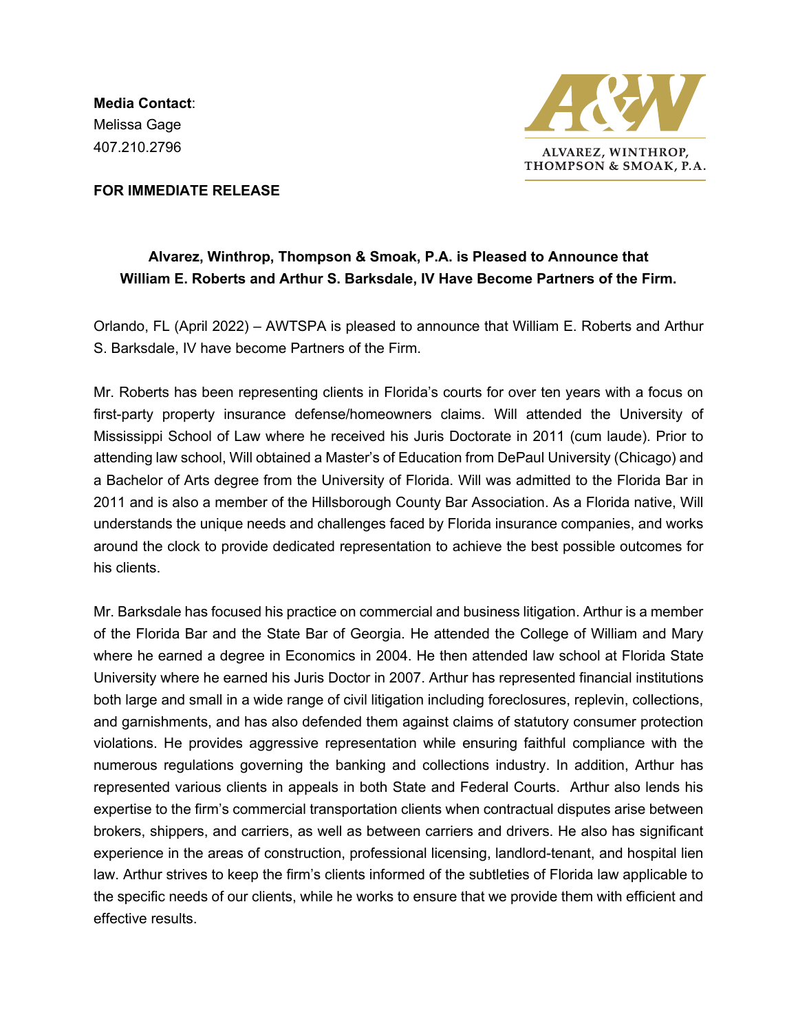**Media Contact**:
Melissa Gage
407.210.2796

ALVAREZ, WINTHROP, THOMPSON & SMOAK, P.A.

**FOR IMMEDIATE RELEASE**

**Alvarez, Winthrop, Thompson & Smoak, P.A. is Pleased to Announce that William E. Roberts and Arthur S. Barksdale, IV Have Become Partners of the Firm.**

Orlando, FL (April 2022) – AWTSPA is pleased to announce that William E. Roberts and Arthur S. Barksdale, IV have become Partners of the Firm.

Mr. Roberts has been representing clients in Florida's courts for over ten years with a focus on first-party property insurance defense/homeowners claims. Will attended the University of Mississippi School of Law where he received his Juris Doctorate in 2011 (cum laude). Prior to attending law school, Will obtained a Master's of Education from DePaul University (Chicago) and a Bachelor of Arts degree from the University of Florida. Will was admitted to the Florida Bar in 2011 and is also a member of the Hillsborough County Bar Association. As a Florida native, Will understands the unique needs and challenges faced by Florida insurance companies, and works around the clock to provide dedicated representation to achieve the best possible outcomes for his clients.

Mr. Barksdale has focused his practice on commercial and business litigation. Arthur is a member of the Florida Bar and the State Bar of Georgia. He attended the College of William and Mary where he earned a degree in Economics in 2004. He then attended law school at Florida State University where he earned his Juris Doctor in 2007. Arthur has represented financial institutions both large and small in a wide range of civil litigation including foreclosures, replevin, collections, and garnishments, and has also defended them against claims of statutory consumer protection violations. He provides aggressive representation while ensuring faithful compliance with the numerous regulations governing the banking and collections industry. In addition, Arthur has represented various clients in appeals in both State and Federal Courts. Arthur also lends his expertise to the firm's commercial transportation clients when contractual disputes arise between brokers, shippers, and carriers, as well as between carriers and drivers. He also has significant experience in the areas of construction, professional licensing, landlord-tenant, and hospital lien law. Arthur strives to keep the firm's clients informed of the subtleties of Florida law applicable to the specific needs of our clients, while he works to ensure that we provide them with efficient and effective results.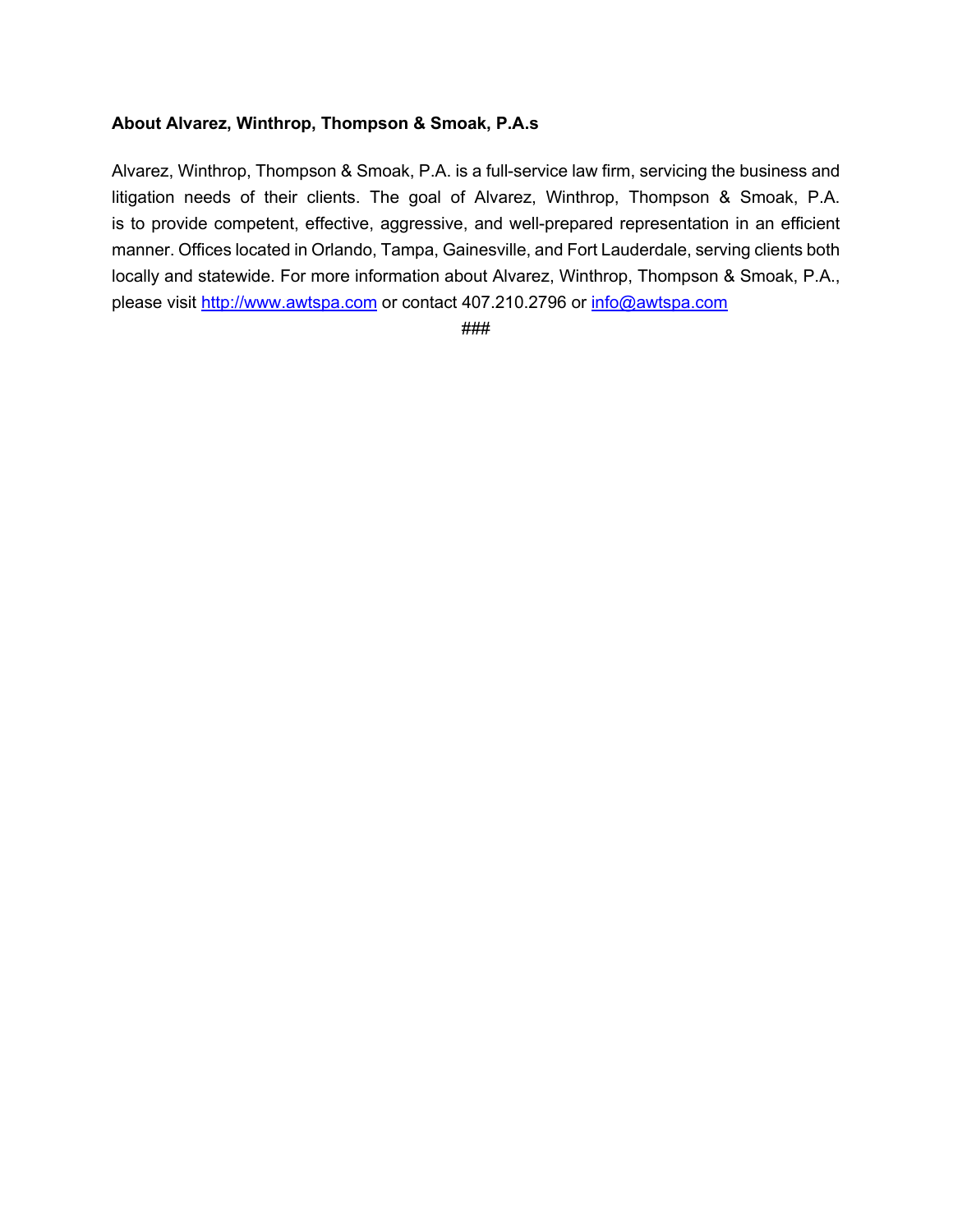**About Alvarez, Winthrop, Thompson & Smoak, P.A.s**

Alvarez, Winthrop, Thompson & Smoak, P.A. is a full-service law firm, servicing the business and litigation needs of their clients. The goal of Alvarez, Winthrop, Thompson & Smoak, P.A. is to provide competent, effective, aggressive, and well-prepared representation in an efficient manner. Offices located in Orlando, Tampa, Gainesville, and Fort Lauderdale, serving clients both locally and statewide. For more information about Alvarez, Winthrop, Thompson & Smoak, P.A., please visit http://www.awtspa.com or contact 407.210.2796 or info@awtspa.com

###